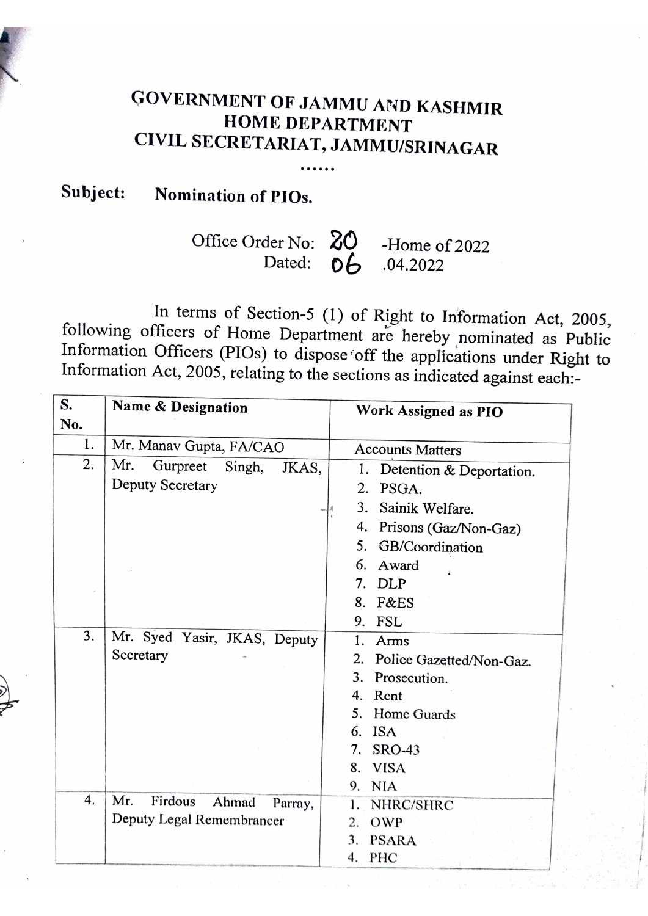# GOVERNMENT OF JAMMU AND KASHMIR
# HOME DEPARTMENT
# CIVIL SECRETARIAT, JAMMU/SRINAGAR

……

**Subject: Nomination of PIOs.**

Office Order No: 20 -Home of 2022
Dated: 06 .04.2022

In terms of Section-5 (1) of Right to Information Act, 2005, following officers of Home Department are hereby nominated as Public Information Officers (PIOs) to dispose off the applications under Right to Information Act, 2005, relating to the sections as indicated against each:-

| S. No. | Name & Designation | Work Assigned as PIO |
|---|---|---|
| 1. | Mr. Manav Gupta, FA/CAO | Accounts Matters |
| 2. | Mr. Gurpreet Singh, JKAS, Deputy Secretary | 1. Detention & Deportation.<br>2. PSGA.<br>3. Sainik Welfare.<br>4. Prisons (Gaz/Non-Gaz)<br>5. GB/Coordination<br>6. Award<br>7. DLP<br>8. F&ES<br>9. FSL |
| 3. | Mr. Syed Yasir, JKAS, Deputy Secretary | 1. Arms<br>2. Police Gazetted/Non-Gaz.<br>3. Prosecution.<br>4. Rent<br>5. Home Guards<br>6. ISA<br>7. SRO-43<br>8. VISA<br>9. NIA |
| 4. | Mr. Firdous Ahmad Parray, Deputy Legal Remembrancer | 1. NHRC/SHRC<br>2. OWP<br>3. PSARA<br>4. PHC |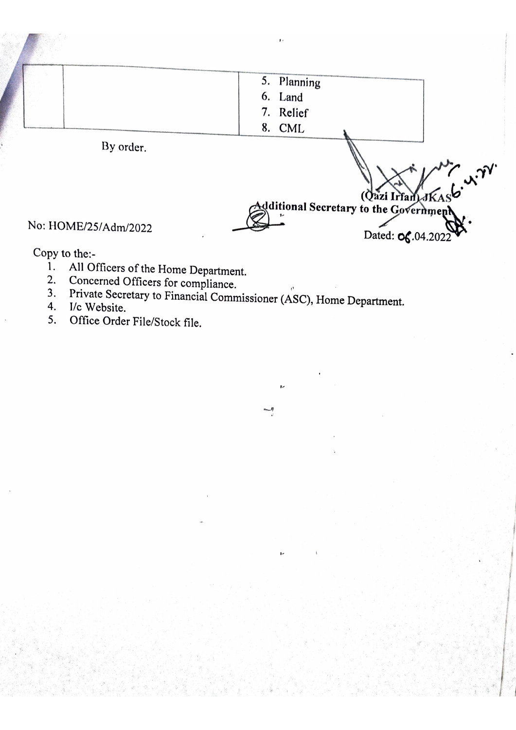| | | |
|---|---|---|
| | | 5. Planning<br>6. Land<br>7. Relief<br>8. CML |

By order.

(Qazi Irfan) JKAS
Additional Secretary to the Government.

No: HOME/25/Adm/2022

Dated: 06.04.2022

Copy to the:-

1. All Officers of the Home Department.
2. Concerned Officers for compliance.
3. Private Secretary to Financial Commissioner (ASC), Home Department.
4. I/c Website.
5. Office Order File/Stock file.